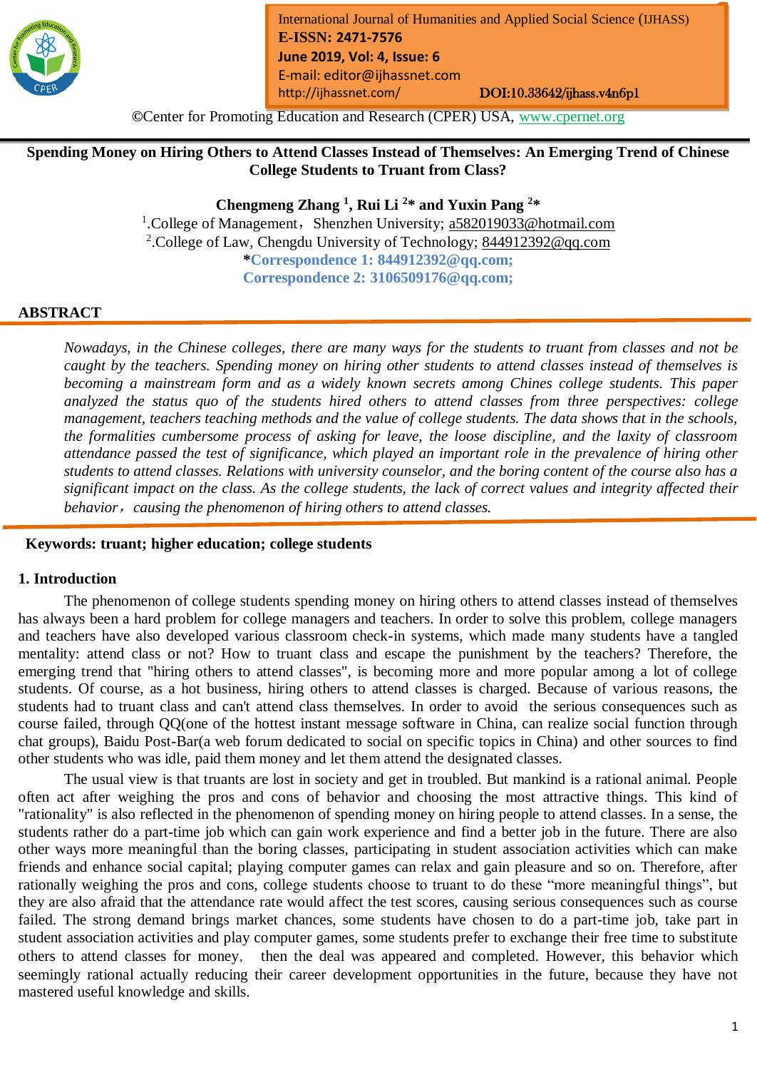International Journal of Humanities and Applied Social Science (IJHASS)
**E-ISSN: 2471-7576**
**June 2019, Vol: 4, Issue: 6**
E-mail: editor@ijhassnet.com
http://ijhassnet.com/ DOI:10.33642/ijhass.v4n6p1

©Center for Promoting Education and Research (CPER) USA, www.cpernet.org

# Spending Money on Hiring Others to Attend Classes Instead of Themselves: An Emerging Trend of Chinese College Students to Truant from Class?

**Chengmeng Zhang [1], Rui Li [2]* and Yuxin Pang [2]***

[1].College of Management，Shenzhen University; a582019033@hotmail.com
[2].College of Law, Chengdu University of Technology; 844912392@qq.com
***Correspondence 1: 844912392@qq.com;**
**Correspondence 2: 3106509176@qq.com;**

## ABSTRACT

*Nowadays, in the Chinese colleges, there are many ways for the students to truant from classes and not be caught by the teachers. Spending money on hiring other students to attend classes instead of themselves is becoming a mainstream form and as a widely known secrets among Chines college students. This paper analyzed the status quo of the students hired others to attend classes from three perspectives: college management, teachers teaching methods and the value of college students. The data shows that in the schools, the formalities cumbersome process of asking for leave, the loose discipline, and the laxity of classroom attendance passed the test of significance, which played an important role in the prevalence of hiring other students to attend classes. Relations with university counselor, and the boring content of the course also has a significant impact on the class. As the college students, the lack of correct values and integrity affected their behavior，causing the phenomenon of hiring others to attend classes.*

**Keywords: truant; higher education; college students**

## 1. Introduction

The phenomenon of college students spending money on hiring others to attend classes instead of themselves has always been a hard problem for college managers and teachers. In order to solve this problem, college managers and teachers have also developed various classroom check-in systems, which made many students have a tangled mentality: attend class or not? How to truant class and escape the punishment by the teachers? Therefore, the emerging trend that "hiring others to attend classes", is becoming more and more popular among a lot of college students. Of course, as a hot business, hiring others to attend classes is charged. Because of various reasons, the students had to truant class and can't attend class themselves. In order to avoid the serious consequences such as course failed, through QQ(one of the hottest instant message software in China, can realize social function through chat groups), Baidu Post-Bar(a web forum dedicated to social on specific topics in China) and other sources to find other students who was idle, paid them money and let them attend the designated classes.

The usual view is that truants are lost in society and get in troubled. But mankind is a rational animal. People often act after weighing the pros and cons of behavior and choosing the most attractive things. This kind of "rationality" is also reflected in the phenomenon of spending money on hiring people to attend classes. In a sense, the students rather do a part-time job which can gain work experience and find a better job in the future. There are also other ways more meaningful than the boring classes, participating in student association activities which can make friends and enhance social capital; playing computer games can relax and gain pleasure and so on. Therefore, after rationally weighing the pros and cons, college students choose to truant to do these “more meaningful things”, but they are also afraid that the attendance rate would affect the test scores, causing serious consequences such as course failed. The strong demand brings market chances, some students have chosen to do a part-time job, take part in student association activities and play computer games, some students prefer to exchange their free time to substitute others to attend classes for money， then the deal was appeared and completed. However, this behavior which seemingly rational actually reducing their career development opportunities in the future, because they have not mastered useful knowledge and skills.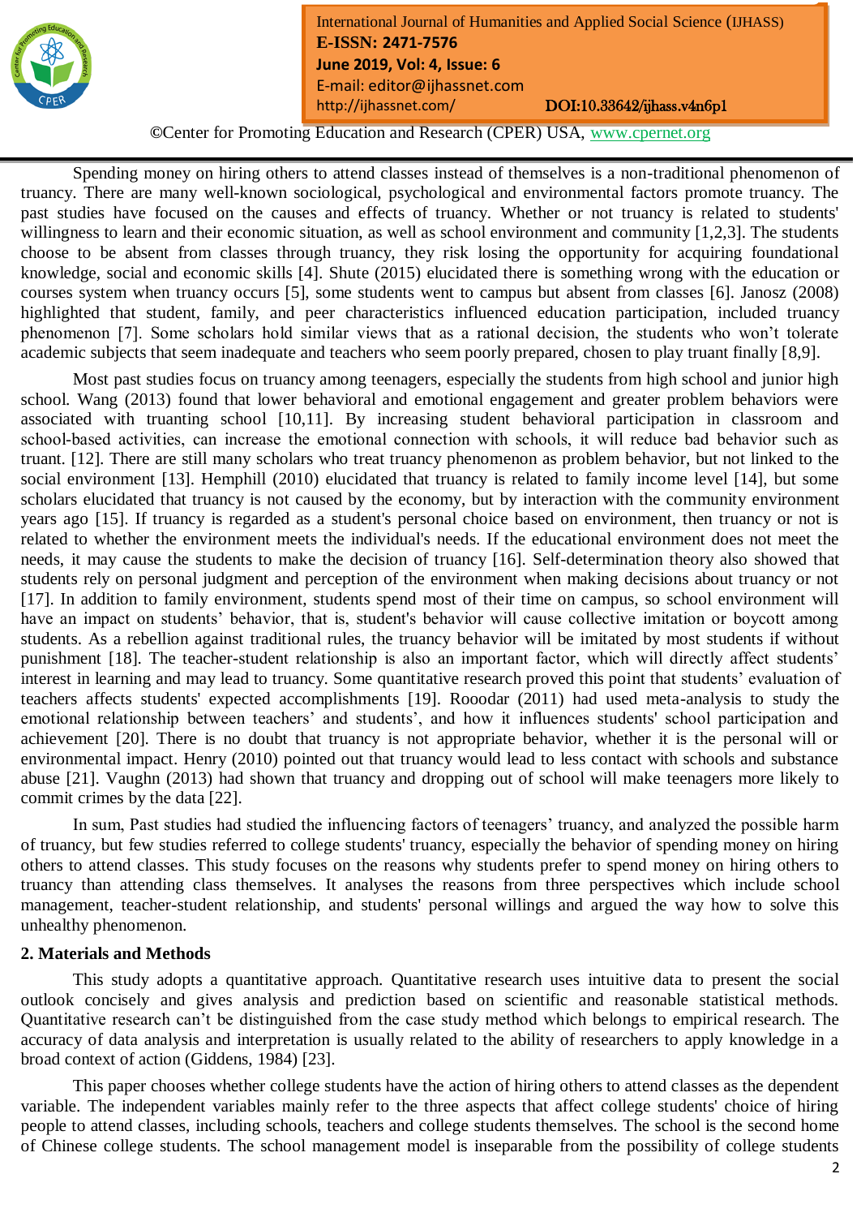Spending money on hiring others to attend classes instead of themselves is a non-traditional phenomenon of truancy. There are many well-known sociological, psychological and environmental factors promote truancy. The past studies have focused on the causes and effects of truancy. Whether or not truancy is related to students' willingness to learn and their economic situation, as well as school environment and community [1,2,3]. The students choose to be absent from classes through truancy, they risk losing the opportunity for acquiring foundational knowledge, social and economic skills [4]. Shute (2015) elucidated there is something wrong with the education or courses system when truancy occurs [5], some students went to campus but absent from classes [6]. Janosz (2008) highlighted that student, family, and peer characteristics influenced education participation, included truancy phenomenon [7]. Some scholars hold similar views that as a rational decision, the students who won't tolerate academic subjects that seem inadequate and teachers who seem poorly prepared, chosen to play truant finally [8,9].

Most past studies focus on truancy among teenagers, especially the students from high school and junior high school. Wang (2013) found that lower behavioral and emotional engagement and greater problem behaviors were associated with truanting school [10,11]. By increasing student behavioral participation in classroom and school-based activities, can increase the emotional connection with schools, it will reduce bad behavior such as truant. [12]. There are still many scholars who treat truancy phenomenon as problem behavior, but not linked to the social environment [13]. Hemphill (2010) elucidated that truancy is related to family income level [14], but some scholars elucidated that truancy is not caused by the economy, but by interaction with the community environment years ago [15]. If truancy is regarded as a student's personal choice based on environment, then truancy or not is related to whether the environment meets the individual's needs. If the educational environment does not meet the needs, it may cause the students to make the decision of truancy [16]. Self-determination theory also showed that students rely on personal judgment and perception of the environment when making decisions about truancy or not [17]. In addition to family environment, students spend most of their time on campus, so school environment will have an impact on students' behavior, that is, student's behavior will cause collective imitation or boycott among students. As a rebellion against traditional rules, the truancy behavior will be imitated by most students if without punishment [18]. The teacher-student relationship is also an important factor, which will directly affect students' interest in learning and may lead to truancy. Some quantitative research proved this point that students' evaluation of teachers affects students' expected accomplishments [19]. Rooodar (2011) had used meta-analysis to study the emotional relationship between teachers' and students', and how it influences students' school participation and achievement [20]. There is no doubt that truancy is not appropriate behavior, whether it is the personal will or environmental impact. Henry (2010) pointed out that truancy would lead to less contact with schools and substance abuse [21]. Vaughn (2013) had shown that truancy and dropping out of school will make teenagers more likely to commit crimes by the data [22].

In sum, Past studies had studied the influencing factors of teenagers' truancy, and analyzed the possible harm of truancy, but few studies referred to college students' truancy, especially the behavior of spending money on hiring others to attend classes. This study focuses on the reasons why students prefer to spend money on hiring others to truancy than attending class themselves. It analyses the reasons from three perspectives which include school management, teacher-student relationship, and students' personal willings and argued the way how to solve this unhealthy phenomenon.

## 2. Materials and Methods

This study adopts a quantitative approach. Quantitative research uses intuitive data to present the social outlook concisely and gives analysis and prediction based on scientific and reasonable statistical methods. Quantitative research can't be distinguished from the case study method which belongs to empirical research. The accuracy of data analysis and interpretation is usually related to the ability of researchers to apply knowledge in a broad context of action (Giddens, 1984) [23].

This paper chooses whether college students have the action of hiring others to attend classes as the dependent variable. The independent variables mainly refer to the three aspects that affect college students' choice of hiring people to attend classes, including schools, teachers and college students themselves. The school is the second home of Chinese college students. The school management model is inseparable from the possibility of college students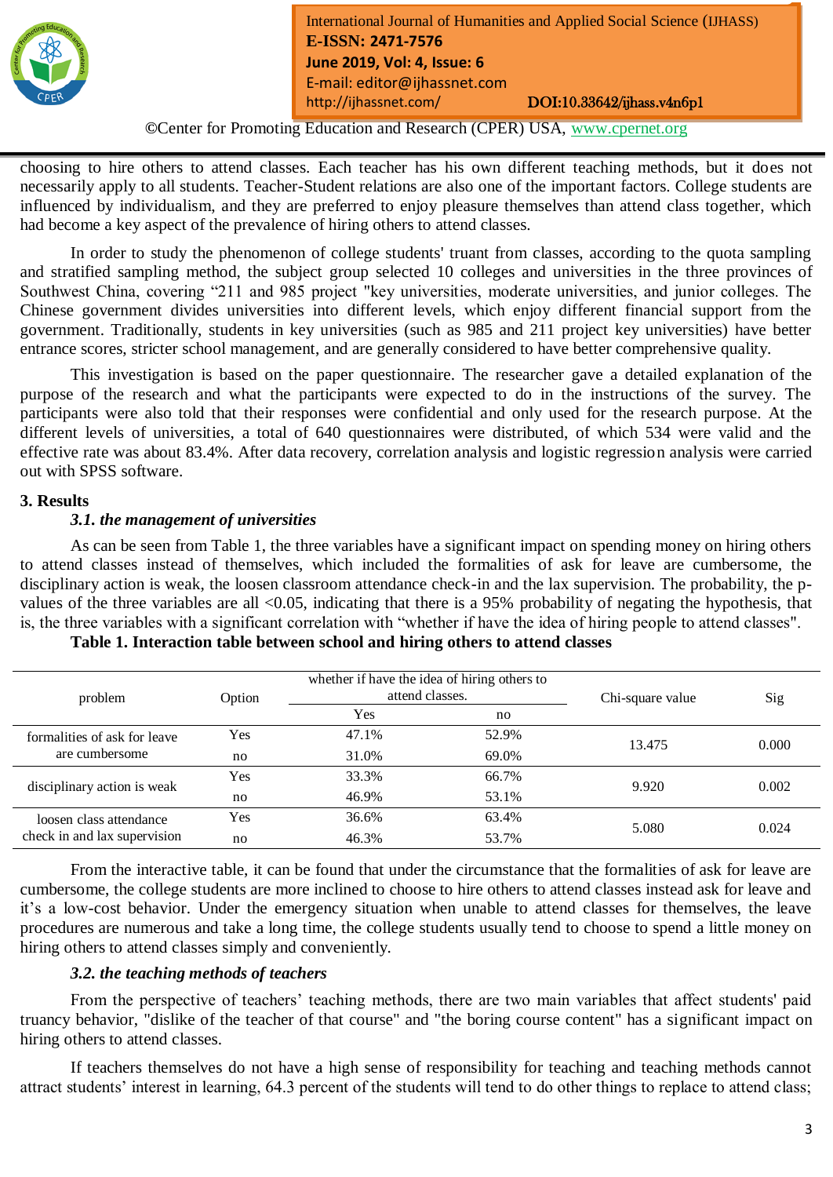choosing to hire others to attend classes. Each teacher has his own different teaching methods, but it does not necessarily apply to all students. Teacher-Student relations are also one of the important factors. College students are influenced by individualism, and they are preferred to enjoy pleasure themselves than attend class together, which had become a key aspect of the prevalence of hiring others to attend classes.

In order to study the phenomenon of college students' truant from classes, according to the quota sampling and stratified sampling method, the subject group selected 10 colleges and universities in the three provinces of Southwest China, covering "211 and 985 project "key universities, moderate universities, and junior colleges. The Chinese government divides universities into different levels, which enjoy different financial support from the government. Traditionally, students in key universities (such as 985 and 211 project key universities) have better entrance scores, stricter school management, and are generally considered to have better comprehensive quality.

This investigation is based on the paper questionnaire. The researcher gave a detailed explanation of the purpose of the research and what the participants were expected to do in the instructions of the survey. The participants were also told that their responses were confidential and only used for the research purpose. At the different levels of universities, a total of 640 questionnaires were distributed, of which 534 were valid and the effective rate was about 83.4%. After data recovery, correlation analysis and logistic regression analysis were carried out with SPSS software.

## 3. Results

### *3.1. the management of universities*

As can be seen from Table 1, the three variables have a significant impact on spending money on hiring others to attend classes instead of themselves, which included the formalities of ask for leave are cumbersome, the disciplinary action is weak, the loosen classroom attendance check-in and the lax supervision. The probability, the p-values of the three variables are all <0.05, indicating that there is a 95% probability of negating the hypothesis, that is, the three variables with a significant correlation with "whether if have the idea of hiring people to attend classes".

**Table 1. Interaction table between school and hiring others to attend classes**

| problem | Option | whether if have the idea of hiring others to attend classes. | | Chi-square value | Sig |
|---|---|---|---|---|---|
| | | Yes | no | | |
| formalities of ask for leave are cumbersome | Yes | 47.1% | 52.9% | 13.475 | 0.000 |
| | no | 31.0% | 69.0% | | |
| disciplinary action is weak | Yes | 33.3% | 66.7% | 9.920 | 0.002 |
| | no | 46.9% | 53.1% | | |
| loosen class attendance check in and lax supervision | Yes | 36.6% | 63.4% | 5.080 | 0.024 |
| | no | 46.3% | 53.7% | | |

From the interactive table, it can be found that under the circumstance that the formalities of ask for leave are cumbersome, the college students are more inclined to choose to hire others to attend classes instead ask for leave and it's a low-cost behavior. Under the emergency situation when unable to attend classes for themselves, the leave procedures are numerous and take a long time, the college students usually tend to choose to spend a little money on hiring others to attend classes simply and conveniently.

### *3.2. the teaching methods of teachers*

From the perspective of teachers' teaching methods, there are two main variables that affect students' paid truancy behavior, "dislike of the teacher of that course" and "the boring course content" has a significant impact on hiring others to attend classes.

If teachers themselves do not have a high sense of responsibility for teaching and teaching methods cannot attract students' interest in learning, 64.3 percent of the students will tend to do other things to replace to attend class;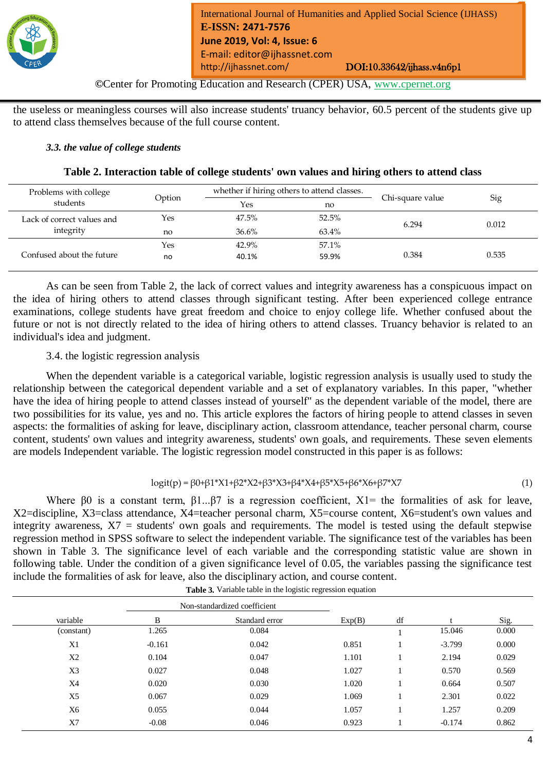the useless or meaningless courses will also increase students' truancy behavior, 60.5 percent of the students give up to attend class themselves because of the full course content.

### *3.3. the value of college students*

**Table 2. Interaction table of college students' own values and hiring others to attend class**

| Problems with college students | Option | whether if hiring others to attend classes. | | Chi-square value | Sig |
|---|---|---|---|---|---|
| | | Yes | no | | |
| Lack of correct values and integrity | Yes | 47.5% | 52.5% | 6.294 | 0.012 |
| | no | 36.6% | 63.4% | | |
| Confused about the future | Yes | 42.9% | 57.1% | 0.384 | 0.535 |
| | no | 40.1% | 59.9% | | |

As can be seen from Table 2, the lack of correct values and integrity awareness has a conspicuous impact on the idea of hiring others to attend classes through significant testing. After been experienced college entrance examinations, college students have great freedom and choice to enjoy college life. Whether confused about the future or not is not directly related to the idea of hiring others to attend classes. Truancy behavior is related to an individual's idea and judgment.

3.4. the logistic regression analysis

When the dependent variable is a categorical variable, logistic regression analysis is usually used to study the relationship between the categorical dependent variable and a set of explanatory variables. In this paper, "whether have the idea of hiring people to attend classes instead of yourself" as the dependent variable of the model, there are two possibilities for its value, yes and no. This article explores the factors of hiring people to attend classes in seven aspects: the formalities of asking for leave, disciplinary action, classroom attendance, teacher personal charm, course content, students' own values and integrity awareness, students' own goals, and requirements. These seven elements are models Independent variable. The logistic regression model constructed in this paper is as follows:

$$\text{logit}(p) = \beta_0+\beta_1 X_1+\beta_2 X_2+\beta_3 X_3+\beta_4 X_4+\beta_5 X_5+\beta_6 X_6+\beta_7 X_7 \quad (1)$$

Where $\beta_0$ is a constant term, $\beta_1 \ldots \beta_7$ is a regression coefficient, $X_1$= the formalities of ask for leave, $X_2$=discipline, $X_3$=class attendance, $X_4$=teacher personal charm, $X_5$=course content, $X_6$=student's own values and integrity awareness, $X_7$ = students' own goals and requirements. The model is tested using the default stepwise regression method in SPSS software to select the independent variable. The significance test of the variables has been shown in Table 3. The significance level of each variable and the corresponding statistic value are shown in following table. Under the condition of a given significance level of 0.05, the variables passing the significance test include the formalities of ask for leave, also the disciplinary action, and course content.

**Table 3.** Variable table in the logistic regression equation

| variable | Non-standardized coefficient B | Standard error | Exp(B) | df | t | Sig. |
|---|---|---|---|---|---|---|
| (constant) | 1.265 | 0.084 | | 1 | 15.046 | 0.000 |
| X1 | -0.161 | 0.042 | 0.851 | 1 | -3.799 | 0.000 |
| X2 | 0.104 | 0.047 | 1.101 | 1 | 2.194 | 0.029 |
| X3 | 0.027 | 0.048 | 1.027 | 1 | 0.570 | 0.569 |
| X4 | 0.020 | 0.030 | 1.020 | 1 | 0.664 | 0.507 |
| X5 | 0.067 | 0.029 | 1.069 | 1 | 2.301 | 0.022 |
| X6 | 0.055 | 0.044 | 1.057 | 1 | 1.257 | 0.209 |
| X7 | -0.08 | 0.046 | 0.923 | 1 | -0.174 | 0.862 |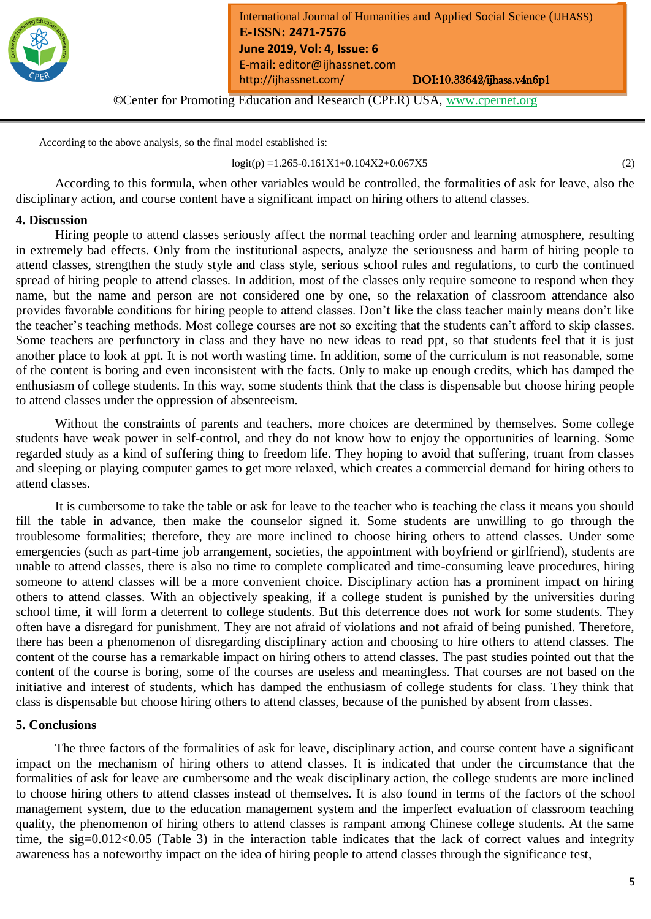According to the above analysis, so the final model established is:

$$\text{logit}(p) = 1.265 - 0.161X1 + 0.104X2 + 0.067X5 \quad (2)$$

According to this formula, when other variables would be controlled, the formalities of ask for leave, also the disciplinary action, and course content have a significant impact on hiring others to attend classes.

## 4. Discussion

Hiring people to attend classes seriously affect the normal teaching order and learning atmosphere, resulting in extremely bad effects. Only from the institutional aspects, analyze the seriousness and harm of hiring people to attend classes, strengthen the study style and class style, serious school rules and regulations, to curb the continued spread of hiring people to attend classes. In addition, most of the classes only require someone to respond when they name, but the name and person are not considered one by one, so the relaxation of classroom attendance also provides favorable conditions for hiring people to attend classes. Don't like the class teacher mainly means don't like the teacher's teaching methods. Most college courses are not so exciting that the students can't afford to skip classes. Some teachers are perfunctory in class and they have no new ideas to read ppt, so that students feel that it is just another place to look at ppt. It is not worth wasting time. In addition, some of the curriculum is not reasonable, some of the content is boring and even inconsistent with the facts. Only to make up enough credits, which has damped the enthusiasm of college students. In this way, some students think that the class is dispensable but choose hiring people to attend classes under the oppression of absenteeism.

Without the constraints of parents and teachers, more choices are determined by themselves. Some college students have weak power in self-control, and they do not know how to enjoy the opportunities of learning. Some regarded study as a kind of suffering thing to freedom life. They hoping to avoid that suffering, truant from classes and sleeping or playing computer games to get more relaxed, which creates a commercial demand for hiring others to attend classes.

It is cumbersome to take the table or ask for leave to the teacher who is teaching the class it means you should fill the table in advance, then make the counselor signed it. Some students are unwilling to go through the troublesome formalities; therefore, they are more inclined to choose hiring others to attend classes. Under some emergencies (such as part-time job arrangement, societies, the appointment with boyfriend or girlfriend), students are unable to attend classes, there is also no time to complete complicated and time-consuming leave procedures, hiring someone to attend classes will be a more convenient choice. Disciplinary action has a prominent impact on hiring others to attend classes. With an objectively speaking, if a college student is punished by the universities during school time, it will form a deterrent to college students. But this deterrence does not work for some students. They often have a disregard for punishment. They are not afraid of violations and not afraid of being punished. Therefore, there has been a phenomenon of disregarding disciplinary action and choosing to hire others to attend classes. The content of the course has a remarkable impact on hiring others to attend classes. The past studies pointed out that the content of the course is boring, some of the courses are useless and meaningless. That courses are not based on the initiative and interest of students, which has damped the enthusiasm of college students for class. They think that class is dispensable but choose hiring others to attend classes, because of the punished by absent from classes.

## 5. Conclusions

The three factors of the formalities of ask for leave, disciplinary action, and course content have a significant impact on the mechanism of hiring others to attend classes. It is indicated that under the circumstance that the formalities of ask for leave are cumbersome and the weak disciplinary action, the college students are more inclined to choose hiring others to attend classes instead of themselves. It is also found in terms of the factors of the school management system, due to the education management system and the imperfect evaluation of classroom teaching quality, the phenomenon of hiring others to attend classes is rampant among Chinese college students. At the same time, the sig=0.012<0.05 (Table 3) in the interaction table indicates that the lack of correct values and integrity awareness has a noteworthy impact on the idea of hiring people to attend classes through the significance test,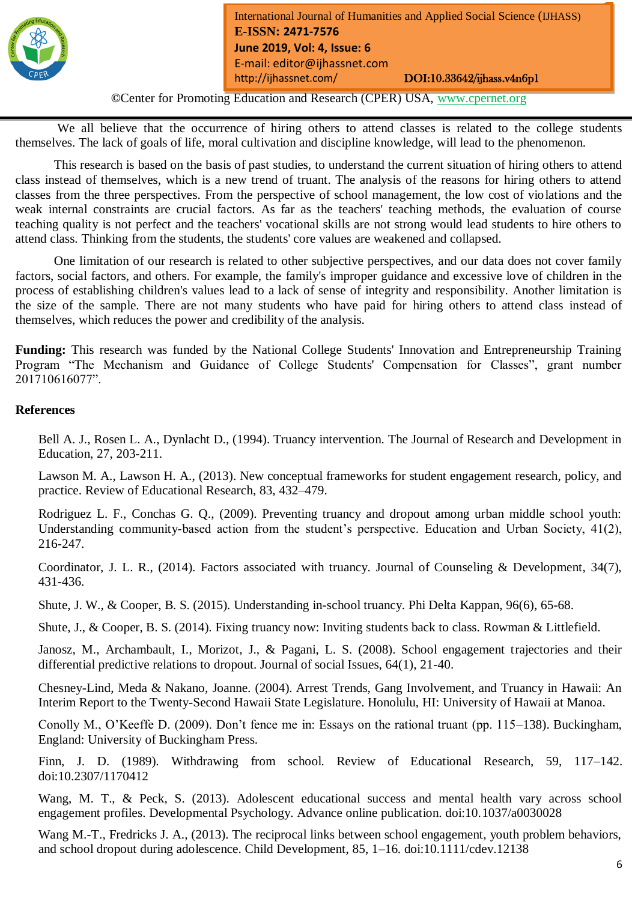We all believe that the occurrence of hiring others to attend classes is related to the college students themselves. The lack of goals of life, moral cultivation and discipline knowledge, will lead to the phenomenon.

This research is based on the basis of past studies, to understand the current situation of hiring others to attend class instead of themselves, which is a new trend of truant. The analysis of the reasons for hiring others to attend classes from the three perspectives. From the perspective of school management, the low cost of violations and the weak internal constraints are crucial factors. As far as the teachers' teaching methods, the evaluation of course teaching quality is not perfect and the teachers' vocational skills are not strong would lead students to hire others to attend class. Thinking from the students, the students' core values are weakened and collapsed.

One limitation of our research is related to other subjective perspectives, and our data does not cover family factors, social factors, and others. For example, the family's improper guidance and excessive love of children in the process of establishing children's values lead to a lack of sense of integrity and responsibility. Another limitation is the size of the sample. There are not many students who have paid for hiring others to attend class instead of themselves, which reduces the power and credibility of the analysis.

**Funding:** This research was funded by the National College Students' Innovation and Entrepreneurship Training Program "The Mechanism and Guidance of College Students' Compensation for Classes", grant number 201710616077".

## References

Bell A. J., Rosen L. A., Dynlacht D., (1994). Truancy intervention. The Journal of Research and Development in Education, 27, 203-211.

Lawson M. A., Lawson H. A., (2013). New conceptual frameworks for student engagement research, policy, and practice. Review of Educational Research, 83, 432–479.

Rodriguez L. F., Conchas G. Q., (2009). Preventing truancy and dropout among urban middle school youth: Understanding community-based action from the student's perspective. Education and Urban Society, 41(2), 216-247.

Coordinator, J. L. R., (2014). Factors associated with truancy. Journal of Counseling & Development, 34(7), 431-436.

Shute, J. W., & Cooper, B. S. (2015). Understanding in-school truancy. Phi Delta Kappan, 96(6), 65-68.

Shute, J., & Cooper, B. S. (2014). Fixing truancy now: Inviting students back to class. Rowman & Littlefield.

Janosz, M., Archambault, I., Morizot, J., & Pagani, L. S. (2008). School engagement trajectories and their differential predictive relations to dropout. Journal of social Issues, 64(1), 21-40.

Chesney-Lind, Meda & Nakano, Joanne. (2004). Arrest Trends, Gang Involvement, and Truancy in Hawaii: An Interim Report to the Twenty-Second Hawaii State Legislature. Honolulu, HI: University of Hawaii at Manoa.

Conolly M., O'Keeffe D. (2009). Don't fence me in: Essays on the rational truant (pp. 115–138). Buckingham, England: University of Buckingham Press.

Finn, J. D. (1989). Withdrawing from school. Review of Educational Research, 59, 117–142. doi:10.2307/1170412

Wang, M. T., & Peck, S. (2013). Adolescent educational success and mental health vary across school engagement profiles. Developmental Psychology. Advance online publication. doi:10.1037/a0030028

Wang M.-T., Fredricks J. A., (2013). The reciprocal links between school engagement, youth problem behaviors, and school dropout during adolescence. Child Development, 85, 1–16. doi:10.1111/cdev.12138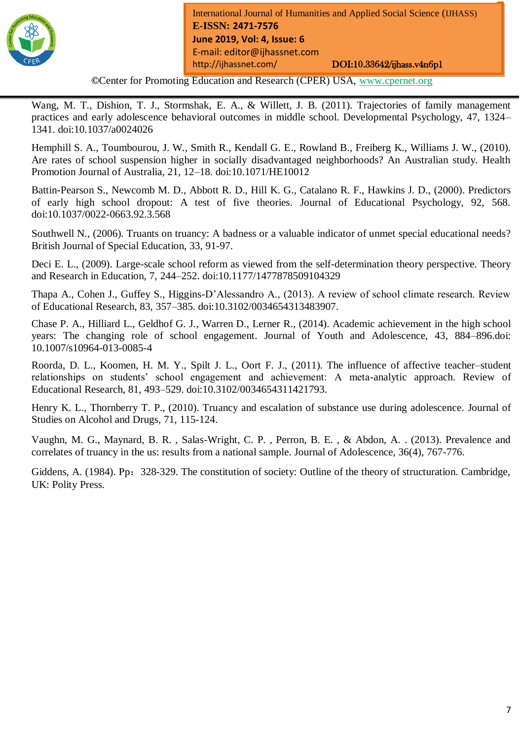Wang, M. T., Dishion, T. J., Stormshak, E. A., & Willett, J. B. (2011). Trajectories of family management practices and early adolescence behavioral outcomes in middle school. Developmental Psychology, 47, 1324–1341. doi:10.1037/a0024026

Hemphill S. A., Toumbourou, J. W., Smith R., Kendall G. E., Rowland B., Freiberg K., Williams J. W., (2010). Are rates of school suspension higher in socially disadvantaged neighborhoods? An Australian study. Health Promotion Journal of Australia, 21, 12–18. doi:10.1071/HE10012

Battin-Pearson S., Newcomb M. D., Abbott R. D., Hill K. G., Catalano R. F., Hawkins J. D., (2000). Predictors of early high school dropout: A test of five theories. Journal of Educational Psychology, 92, 568. doi:10.1037/0022-0663.92.3.568

Southwell N., (2006). Truants on truancy: A badness or a valuable indicator of unmet special educational needs? British Journal of Special Education, 33, 91-97.

Deci E. L., (2009). Large-scale school reform as viewed from the self-determination theory perspective. Theory and Research in Education, 7, 244–252. doi:10.1177/1477878509104329

Thapa A., Cohen J., Guffey S., Higgins-D'Alessandro A., (2013). A review of school climate research. Review of Educational Research, 83, 357–385. doi:10.3102/0034654313483907.

Chase P. A., Hilliard L., Geldhof G. J., Warren D., Lerner R., (2014). Academic achievement in the high school years: The changing role of school engagement. Journal of Youth and Adolescence, 43, 884–896.doi: 10.1007/s10964-013-0085-4

Roorda, D. L., Koomen, H. M. Y., Spilt J. L., Oort F. J., (2011). The influence of affective teacher–student relationships on students' school engagement and achievement: A meta-analytic approach. Review of Educational Research, 81, 493–529. doi:10.3102/0034654311421793.

Henry K. L., Thornberry T. P., (2010). Truancy and escalation of substance use during adolescence. Journal of Studies on Alcohol and Drugs, 71, 115-124.

Vaughn, M. G., Maynard, B. R. , Salas-Wright, C. P. , Perron, B. E. , & Abdon, A. . (2013). Prevalence and correlates of truancy in the us: results from a national sample. Journal of Adolescence, 36(4), 767-776.

Giddens, A. (1984). Pp：328-329. The constitution of society: Outline of the theory of structuration. Cambridge, UK: Polity Press.